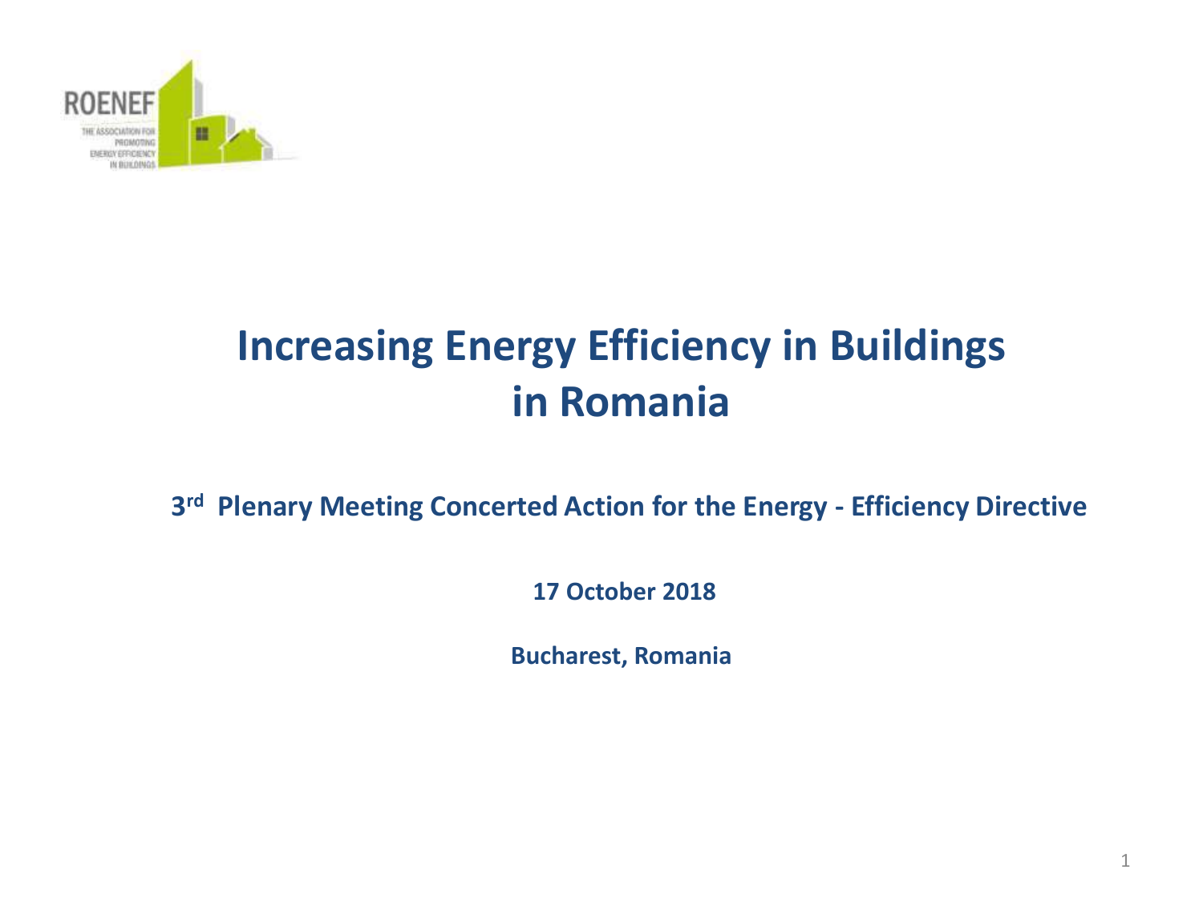ROENEF

THE ASSOCIATION FOR PROMOTING ENERGY EFFICIENCY IN BUILDINGS

# Increasing Energy Efficiency in Buildings in Romania

**3rd Plenary Meeting Concerted Action for the Energy - Efficiency Directive**

**17 October 2018**

**Bucharest, Romania**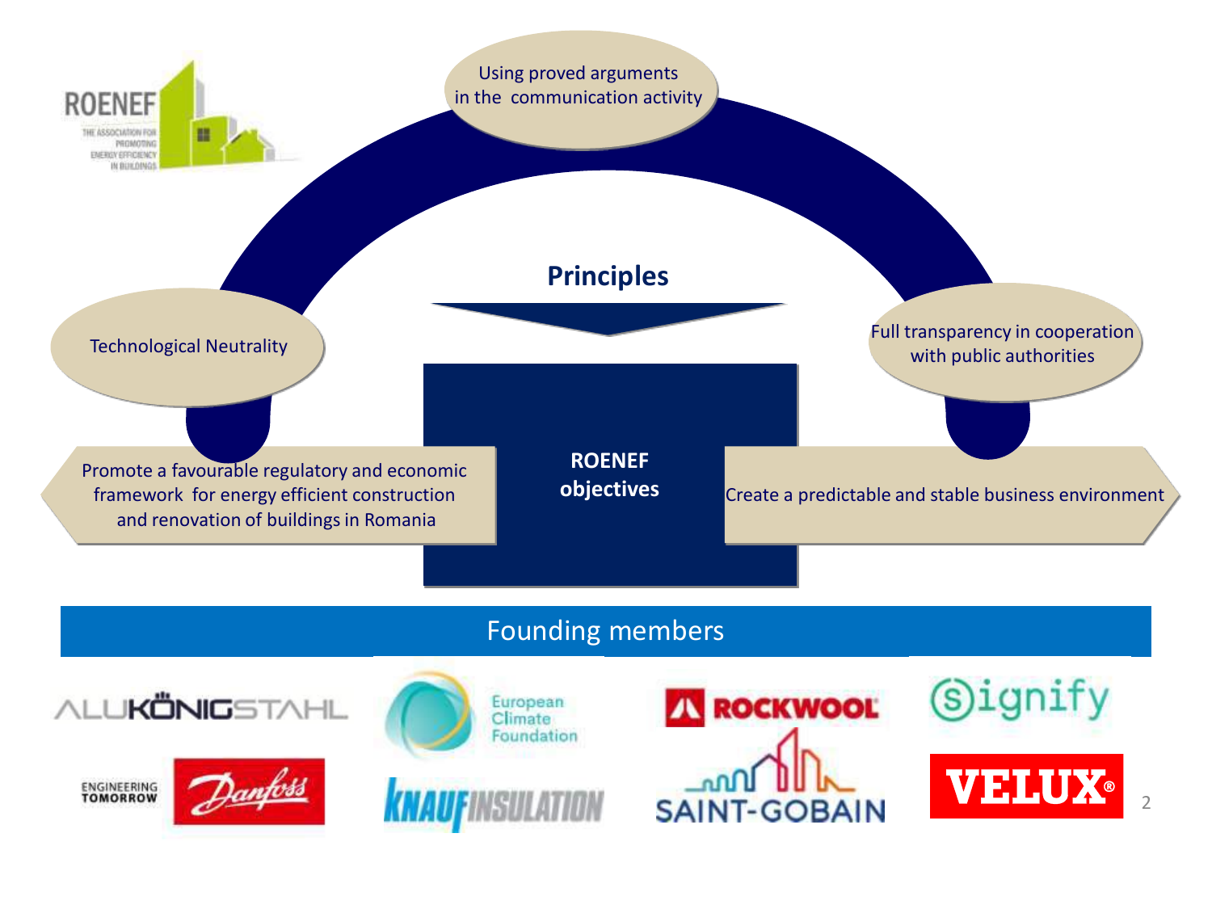ROENEF – THE ASSOCIATION FOR PROMOTING ENERGY EFFICIENCY IN BUILDINGS

## Principles

- Technological Neutrality
- Using proved arguments in the communication activity
- Full transparency in cooperation with public authorities

## ROENEF objectives

- Promote a favourable regulatory and economic framework for energy efficient construction and renovation of buildings in Romania
- Create a predictable and stable business environment

## Founding members

- ALUKÖNIGSTAHL
- European Climate Foundation
- ROCKWOOL
- Signify
- Danfoss – ENGINEERING TOMORROW
- KNAUF INSULATION
- SAINT-GOBAIN
- VELUX®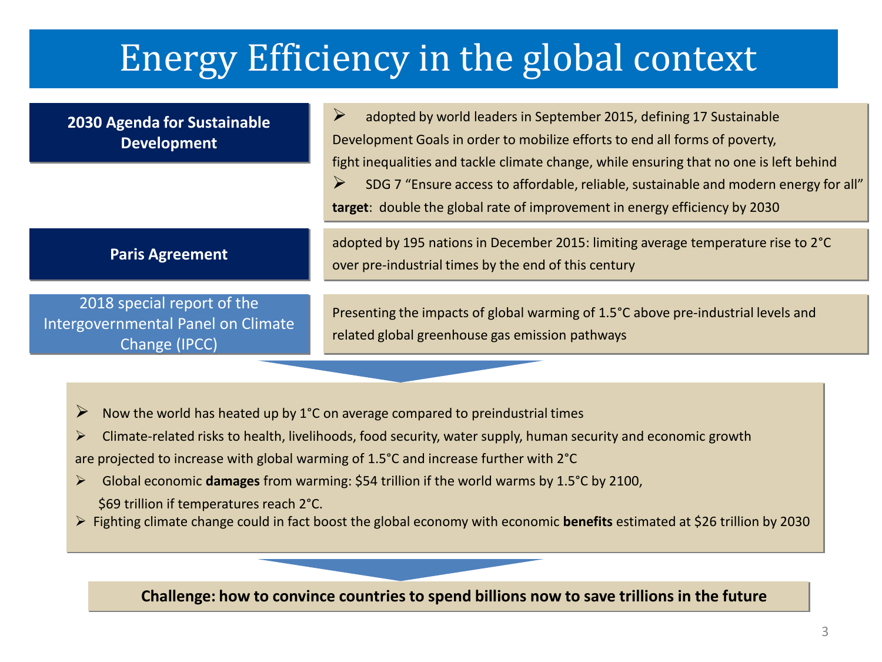# Energy Efficiency in the global context

**2030 Agenda for Sustainable Development**

- adopted by world leaders in September 2015, defining 17 Sustainable Development Goals in order to mobilize efforts to end all forms of poverty, fight inequalities and tackle climate change, while ensuring that no one is left behind
- SDG 7 "Ensure access to affordable, reliable, sustainable and modern energy for all"

**target**: double the global rate of improvement in energy efficiency by 2030

**Paris Agreement**

adopted by 195 nations in December 2015: limiting average temperature rise to 2°C over pre-industrial times by the end of this century

2018 special report of the Intergovernmental Panel on Climate Change (IPCC)

Presenting the impacts of global warming of 1.5°C above pre-industrial levels and related global greenhouse gas emission pathways

- Now the world has heated up by 1°C on average compared to preindustrial times
- Climate-related risks to health, livelihoods, food security, water supply, human security and economic growth are projected to increase with global warming of 1.5°C and increase further with 2°C
- Global economic **damages** from warming: $54 trillion if the world warms by 1.5°C by 2100, $69 trillion if temperatures reach 2°C.
- Fighting climate change could in fact boost the global economy with economic **benefits** estimated at $26 trillion by 2030

**Challenge: how to convince countries to spend billions now to save trillions in the future**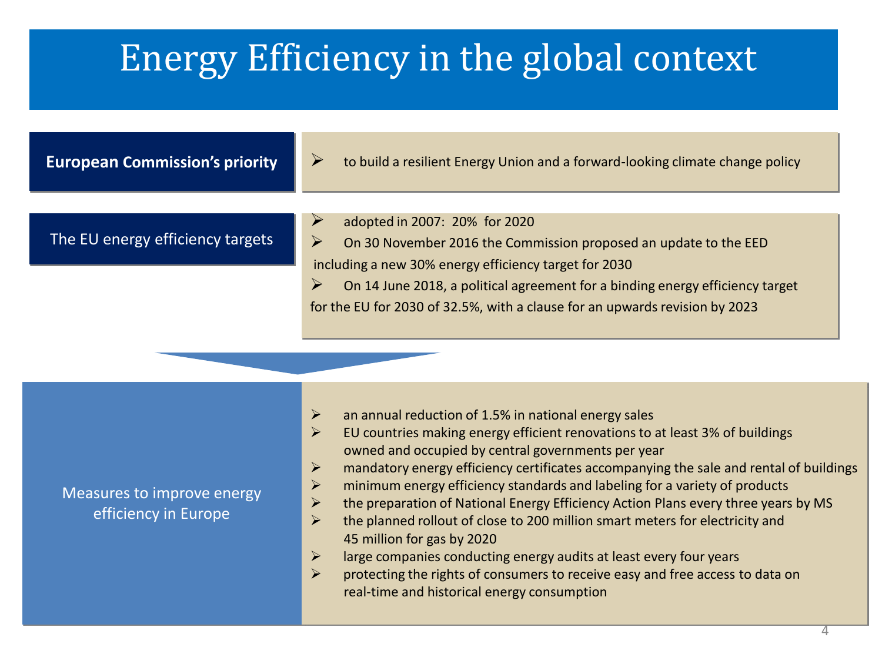# Energy Efficiency in the global context

**European Commission's priority**

- to build a resilient Energy Union and a forward-looking climate change policy

**The EU energy efficiency targets**

- adopted in 2007: 20% for 2020
- On 30 November 2016 the Commission proposed an update to the EED including a new 30% energy efficiency target for 2030
- On 14 June 2018, a political agreement for a binding energy efficiency target for the EU for 2030 of 32.5%, with a clause for an upwards revision by 2023

**Measures to improve energy efficiency in Europe**

- an annual reduction of 1.5% in national energy sales
- EU countries making energy efficient renovations to at least 3% of buildings owned and occupied by central governments per year
- mandatory energy efficiency certificates accompanying the sale and rental of buildings
- minimum energy efficiency standards and labeling for a variety of products
- the preparation of National Energy Efficiency Action Plans every three years by MS
- the planned rollout of close to 200 million smart meters for electricity and 45 million for gas by 2020
- large companies conducting energy audits at least every four years
- protecting the rights of consumers to receive easy and free access to data on real-time and historical energy consumption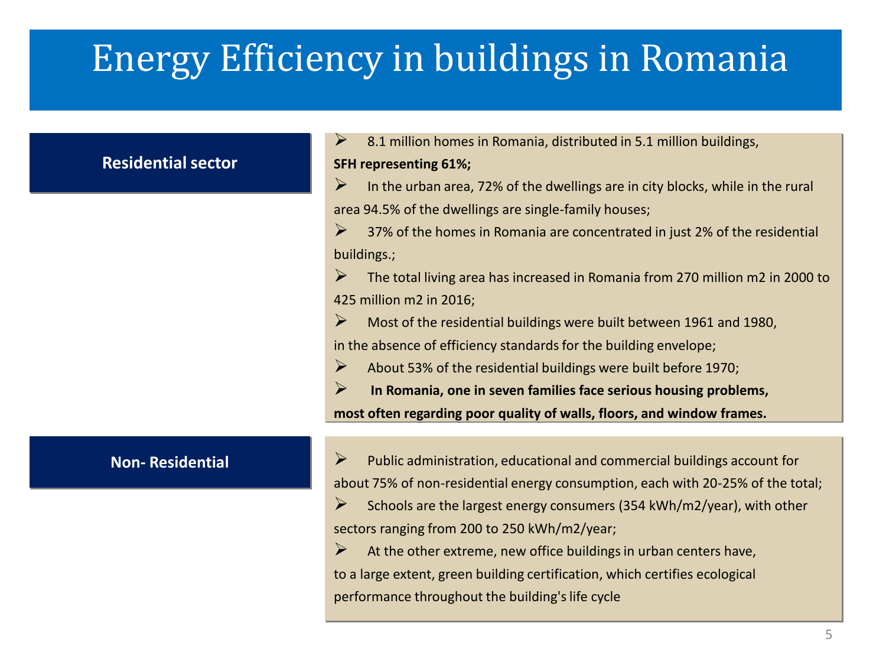# Energy Efficiency in buildings in Romania

## Residential sector

- 8.1 million homes in Romania, distributed in 5.1 million buildings, **SFH representing 61%;**
- In the urban area, 72% of the dwellings are in city blocks, while in the rural area 94.5% of the dwellings are single-family houses;
- 37% of the homes in Romania are concentrated in just 2% of the residential buildings.;
- The total living area has increased in Romania from 270 million m2 in 2000 to 425 million m2 in 2016;
- Most of the residential buildings were built between 1961 and 1980, in the absence of efficiency standards for the building envelope;
- About 53% of the residential buildings were built before 1970;
- **In Romania, one in seven families face serious housing problems, most often regarding poor quality of walls, floors, and window frames.**

## Non- Residential

- Public administration, educational and commercial buildings account for about 75% of non-residential energy consumption, each with 20-25% of the total;
- Schools are the largest energy consumers (354 kWh/m2/year), with other sectors ranging from 200 to 250 kWh/m2/year;
- At the other extreme, new office buildings in urban centers have, to a large extent, green building certification, which certifies ecological performance throughout the building's life cycle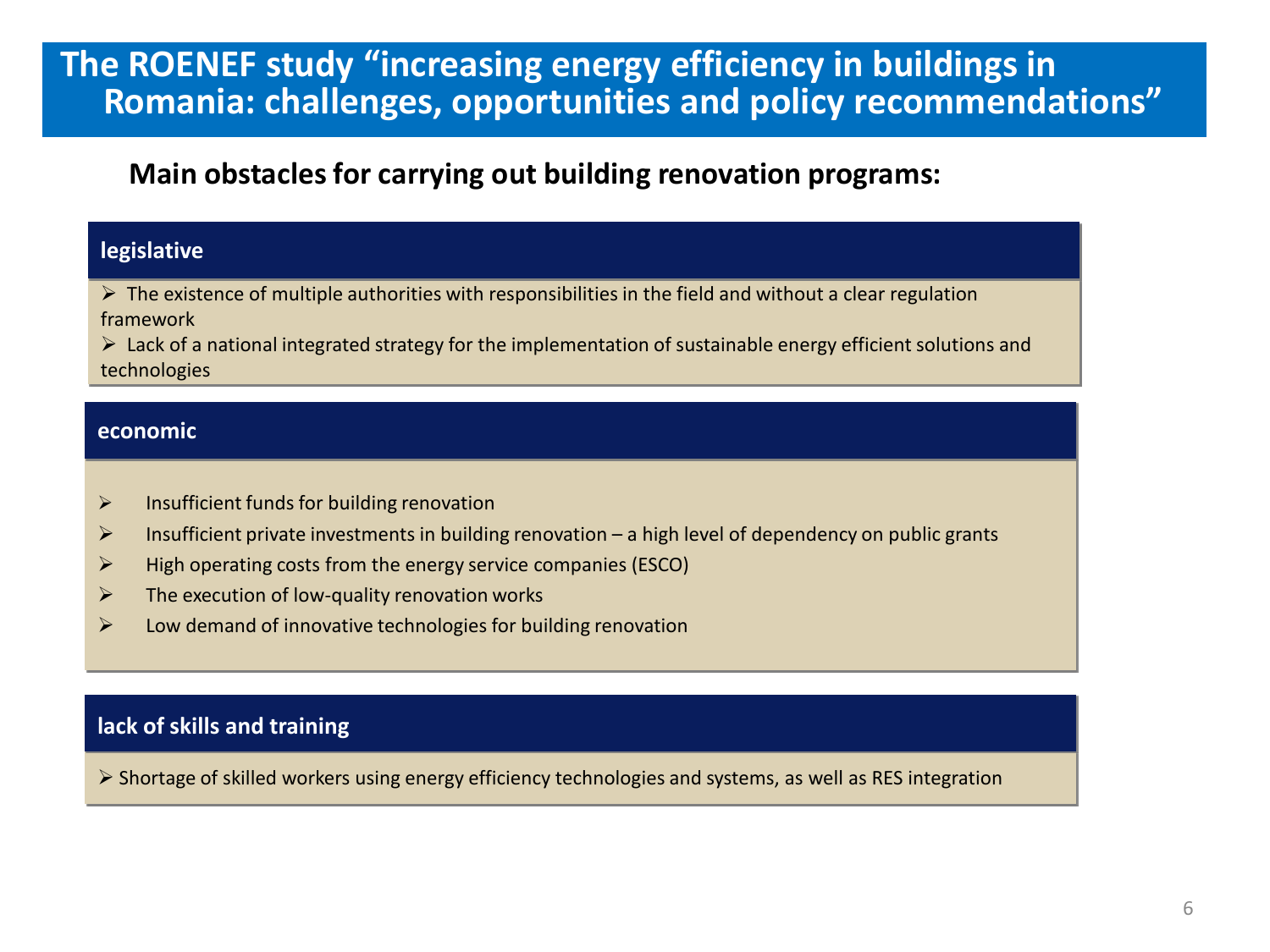# The ROENEF study "increasing energy efficiency in buildings in Romania: challenges, opportunities and policy recommendations"

## Main obstacles for carrying out building renovation programs:

### legislative

- The existence of multiple authorities with responsibilities in the field and without a clear regulation framework
- Lack of a national integrated strategy for the implementation of sustainable energy efficient solutions and technologies

### economic

- Insufficient funds for building renovation
- Insufficient private investments in building renovation – a high level of dependency on public grants
- High operating costs from the energy service companies (ESCO)
- The execution of low-quality renovation works
- Low demand of innovative technologies for building renovation

### lack of skills and training

- Shortage of skilled workers using energy efficiency technologies and systems, as well as RES integration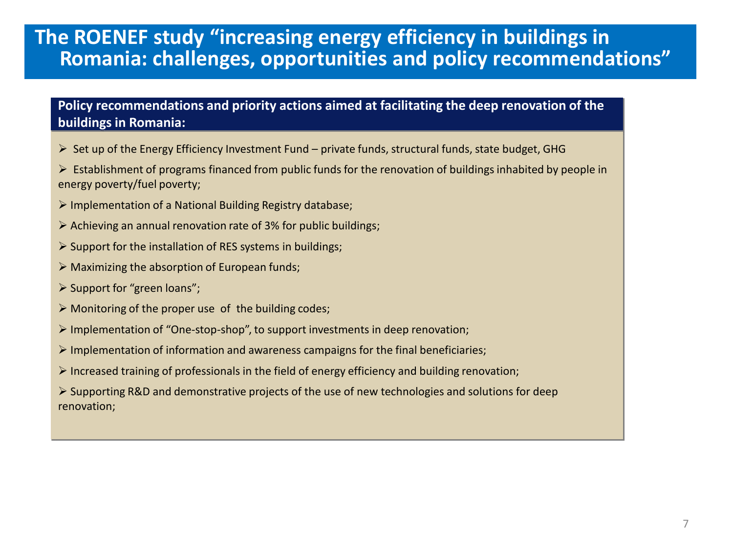# The ROENEF study "increasing energy efficiency in buildings in Romania: challenges, opportunities and policy recommendations"

**Policy recommendations and priority actions aimed at facilitating the deep renovation of the buildings in Romania:**

- Set up of the Energy Efficiency Investment Fund – private funds, structural funds, state budget, GHG
- Establishment of programs financed from public funds for the renovation of buildings inhabited by people in energy poverty/fuel poverty;
- Implementation of a National Building Registry database;
- Achieving an annual renovation rate of 3% for public buildings;
- Support for the installation of RES systems in buildings;
- Maximizing the absorption of European funds;
- Support for "green loans";
- Monitoring of the proper use of the building codes;
- Implementation of "One-stop-shop", to support investments in deep renovation;
- Implementation of information and awareness campaigns for the final beneficiaries;
- Increased training of professionals in the field of energy efficiency and building renovation;
- Supporting R&D and demonstrative projects of the use of new technologies and solutions for deep renovation;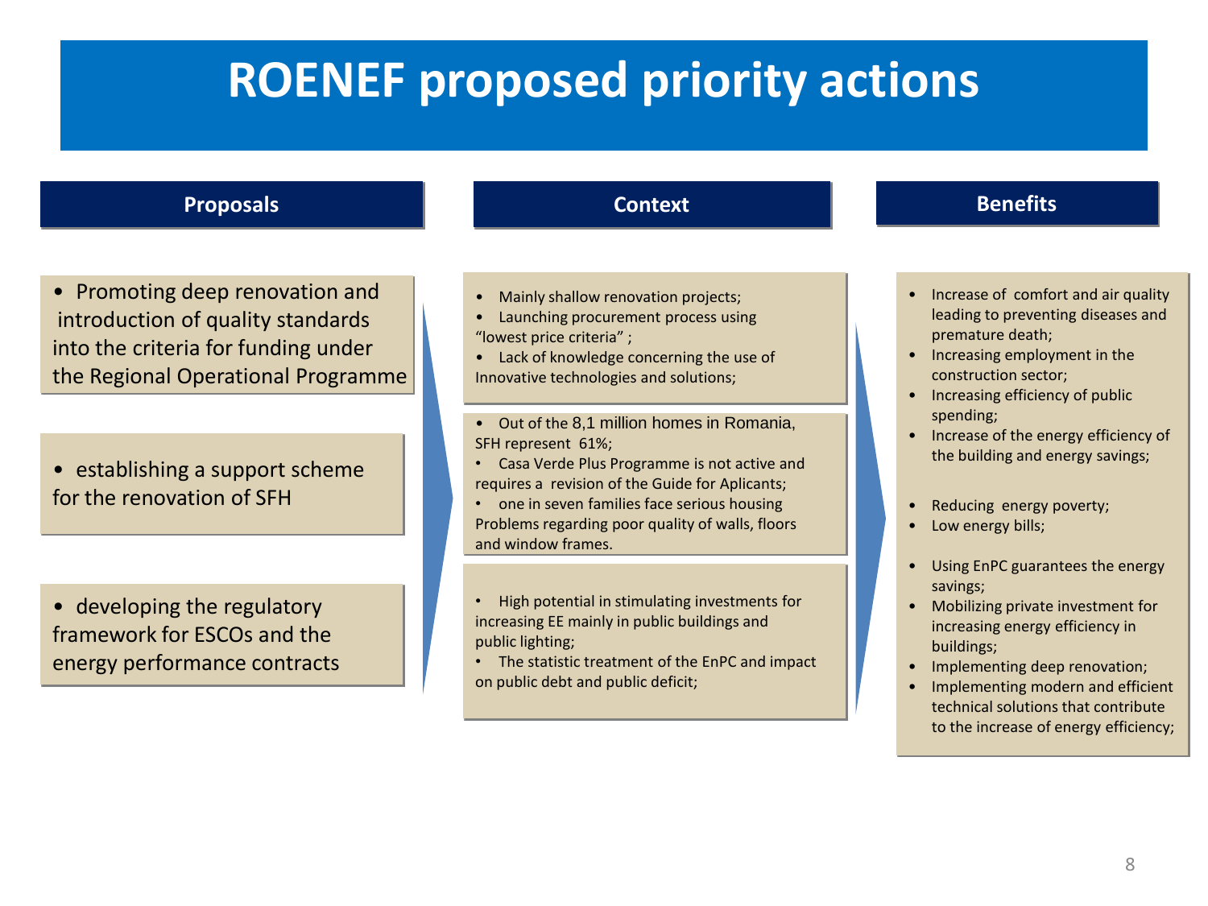# ROENEF proposed priority actions

| Proposals | Context | Benefits |
| --- | --- | --- |
| • Promoting deep renovation and introduction of quality standards into the criteria for funding under the Regional Operational Programme | • Mainly shallow renovation projects;<br>• Launching procurement process using "lowest price criteria" ;<br>• Lack of knowledge concerning the use of Innovative technologies and solutions; | • Increase of comfort and air quality leading to preventing diseases and premature death;<br>• Increasing employment in the construction sector;<br>• Increasing efficiency of public spending;<br>• Increase of the energy efficiency of the building and energy savings; |
| • establishing a support scheme for the renovation of SFH | • Out of the 8,1 million homes in Romania, SFH represent 61%;<br>• Casa Verde Plus Programme is not active and requires a revision of the Guide for Aplicants;<br>• one in seven families face serious housing Problems regarding poor quality of walls, floors and window frames. | • Reducing energy poverty;<br>• Low energy bills; |
| • developing the regulatory framework for ESCOs and the energy performance contracts | • High potential in stimulating investments for increasing EE mainly in public buildings and public lighting;<br>• The statistic treatment of the EnPC and impact on public debt and public deficit; | • Using EnPC guarantees the energy savings;<br>• Mobilizing private investment for increasing energy efficiency in buildings;<br>• Implementing deep renovation;<br>• Implementing modern and efficient technical solutions that contribute to the increase of energy efficiency; |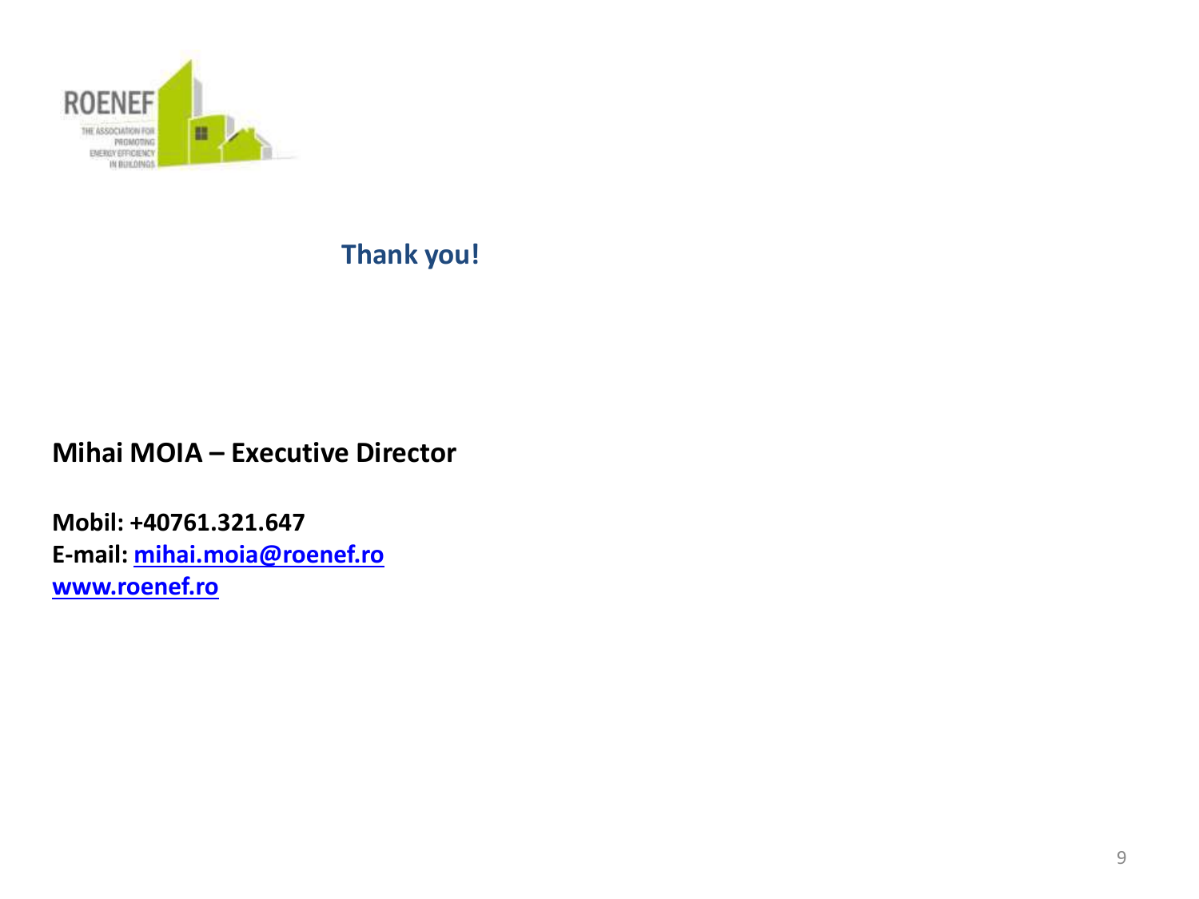**Thank you!**

**Mihai MOIA – Executive Director**

**Mobil: +40761.321.647**
**E-mail: mihai.moia@roenef.ro**
**www.roenef.ro**